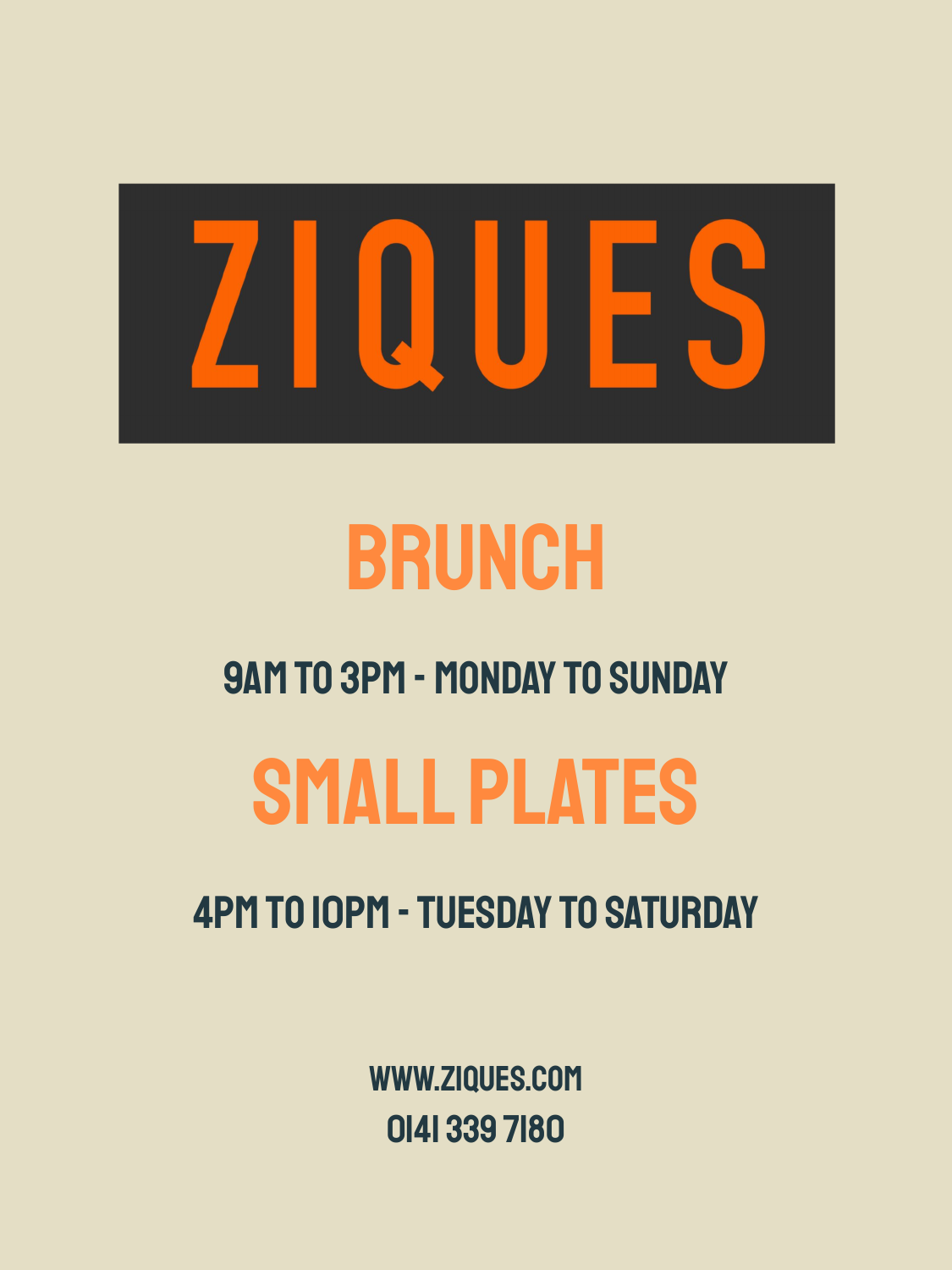# ZIQUES

## BRUNCH

9AM TO 3PM - MONDAY TO SUNDAY

## SMALL PLATES

4PM TO 10PM - TUESDAY TO SATURDAY

WWW.ZIQUES.COM

0141 339 7180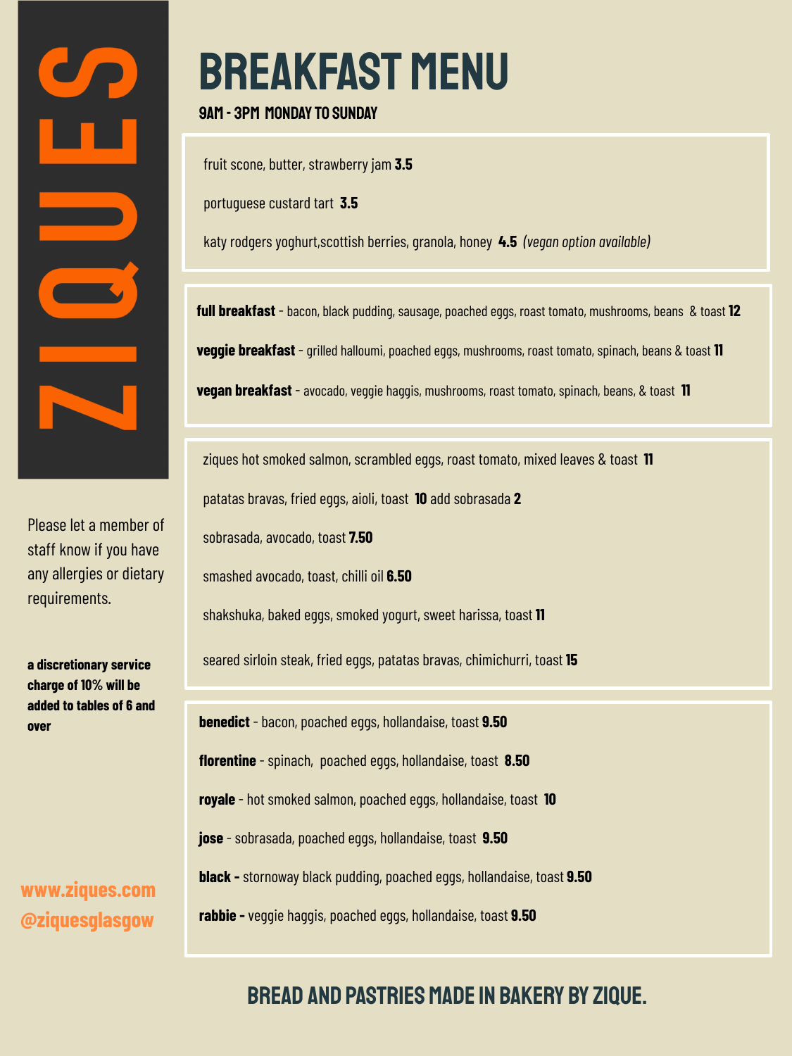# ZIQUES

# BREAKFAST MENU

**9AM - 3PM MONDAY TO SUNDAY**

fruit scone, butter, strawberry jam **3.5**

portuguese custard tart **3.5**

katy rodgers yoghurt,scottish berries, granola, honey **4.5** *(vegan option available)*

---

**full breakfast** - bacon, black pudding, sausage, poached eggs, roast tomato, mushrooms, beans & toast **12**

**veggie breakfast** - grilled halloumi, poached eggs, mushrooms, roast tomato, spinach, beans & toast **11**

**vegan breakfast** - avocado, veggie haggis, mushrooms, roast tomato, spinach, beans, & toast **11**

---

ziques hot smoked salmon, scrambled eggs, roast tomato, mixed leaves & toast **11**

patatas bravas, fried eggs, aioli, toast **10** add sobrasada **2**

sobrasada, avocado, toast **7.50**

smashed avocado, toast, chilli oil **6.50**

shakshuka, baked eggs, smoked yogurt, sweet harissa, toast **11**

seared sirloin steak, fried eggs, patatas bravas, chimichurri, toast **15**

---

**benedict** - bacon, poached eggs, hollandaise, toast **9.50**

**florentine** - spinach, poached eggs, hollandaise, toast **8.50**

**royale** - hot smoked salmon, poached eggs, hollandaise, toast **10**

**jose** - sobrasada, poached eggs, hollandaise, toast **9.50**

**black -** stornoway black pudding, poached eggs, hollandaise, toast **9.50**

**rabbie -** veggie haggis, poached eggs, hollandaise, toast **9.50**

---

Please let a member of staff know if you have any allergies or dietary requirements.

**a discretionary service charge of 10% will be added to tables of 6 and over**

**www.ziques.com**
**@ziquesglasgow**

## BREAD AND PASTRIES MADE IN BAKERY BY ZIQUE.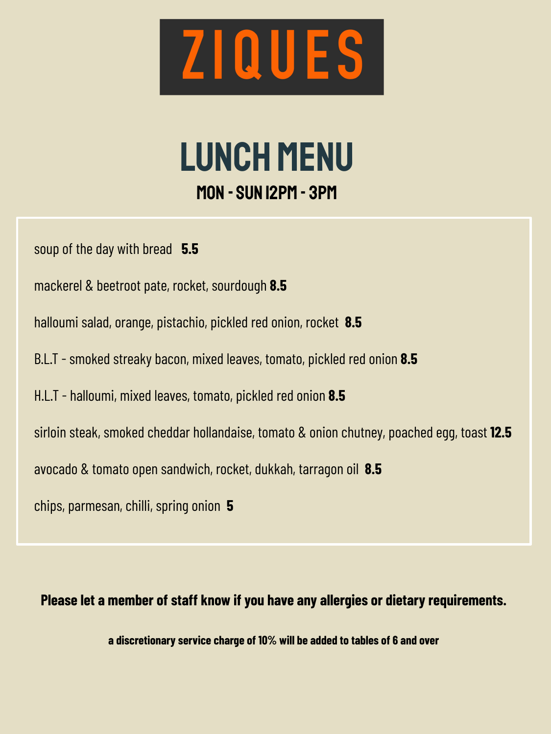# ZIQUES

## LUNCH MENU

### MON - SUN 12PM - 3PM

soup of the day with bread **5.5**

mackerel & beetroot pate, rocket, sourdough **8.5**

halloumi salad, orange, pistachio, pickled red onion, rocket **8.5**

B.L.T - smoked streaky bacon, mixed leaves, tomato, pickled red onion **8.5**

H.L.T - halloumi, mixed leaves, tomato, pickled red onion **8.5**

sirloin steak, smoked cheddar hollandaise, tomato & onion chutney, poached egg, toast **12.5**

avocado & tomato open sandwich, rocket, dukkah, tarragon oil **8.5**

chips, parmesan, chilli, spring onion **5**

**Please let a member of staff know if you have any allergies or dietary requirements.**

**a discretionary service charge of 10% will be added to tables of 6 and over**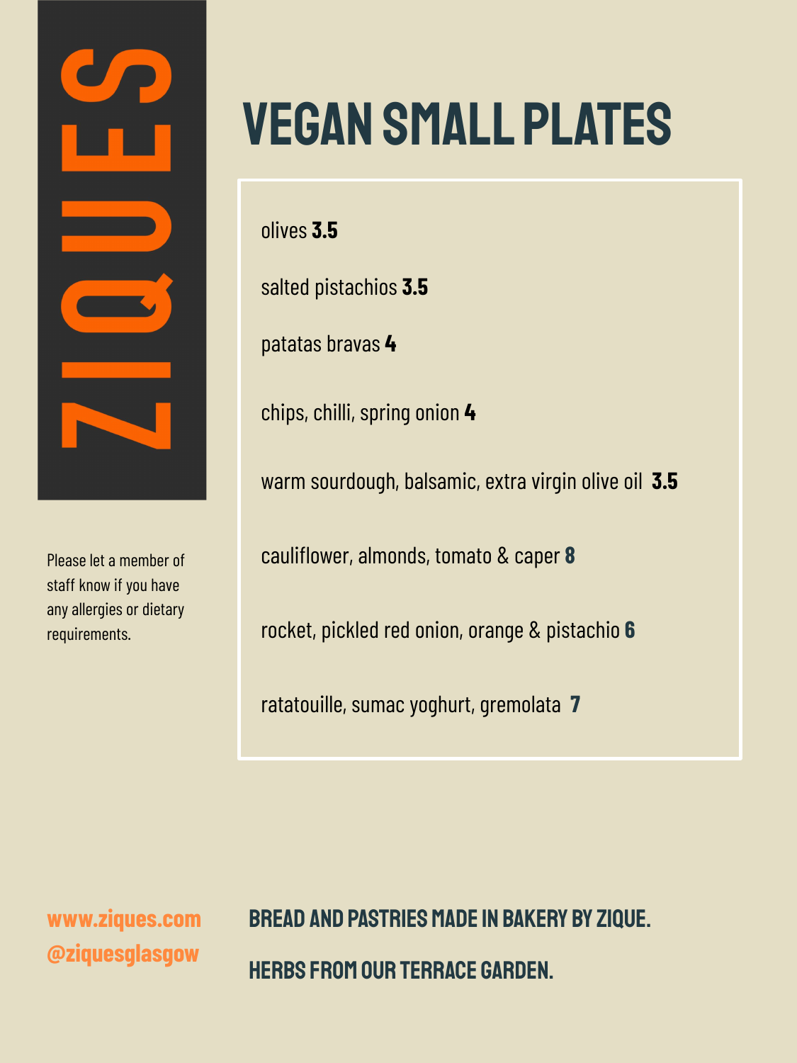# ZIQUES

## VEGAN SMALL PLATES

olives **3.5**

salted pistachios **3.5**

patatas bravas **4**

chips, chilli, spring onion **4**

warm sourdough, balsamic, extra virgin olive oil **3.5**

cauliflower, almonds, tomato & caper **8**

rocket, pickled red onion, orange & pistachio **6**

ratatouille, sumac yoghurt, gremolata **7**

Please let a member of staff know if you have any allergies or dietary requirements.

**www.ziques.com**
**@ziquesglasgow**

**BREAD AND PASTRIES MADE IN BAKERY BY ZIQUE.**

**HERBS FROM OUR TERRACE GARDEN.**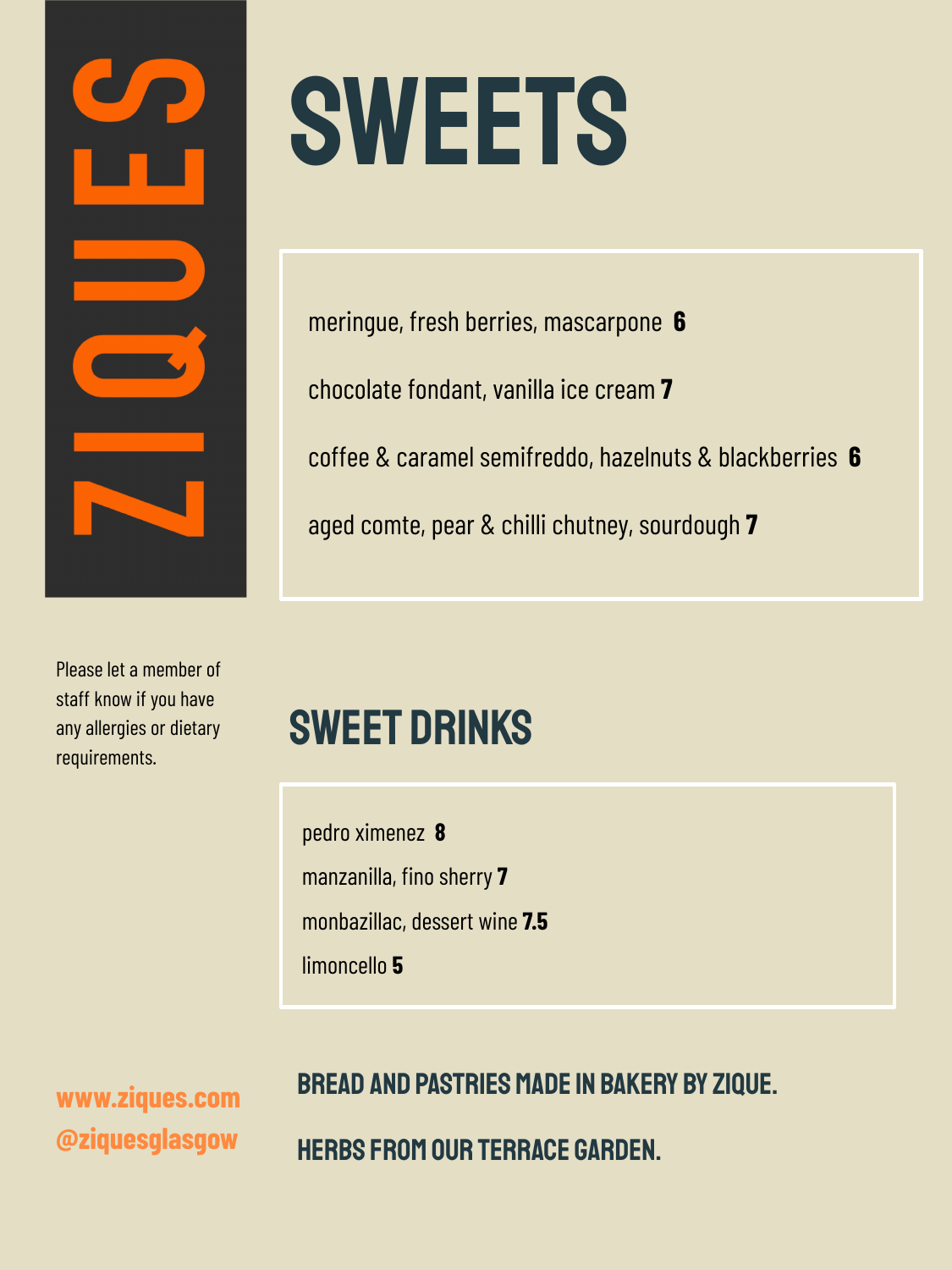# ZIQUES

# SWEETS

meringue, fresh berries, mascarpone **6**

chocolate fondant, vanilla ice cream **7**

coffee & caramel semifreddo, hazelnuts & blackberries **6**

aged comte, pear & chilli chutney, sourdough **7**

Please let a member of staff know if you have any allergies or dietary requirements.

## SWEET DRINKS

pedro ximenez **8**

manzanilla, fino sherry **7**

monbazillac, dessert wine **7.5**

limoncello **5**

www.ziques.com
@ziquesglasgow

**BREAD AND PASTRIES MADE IN BAKERY BY ZIQUE.**

**HERBS FROM OUR TERRACE GARDEN.**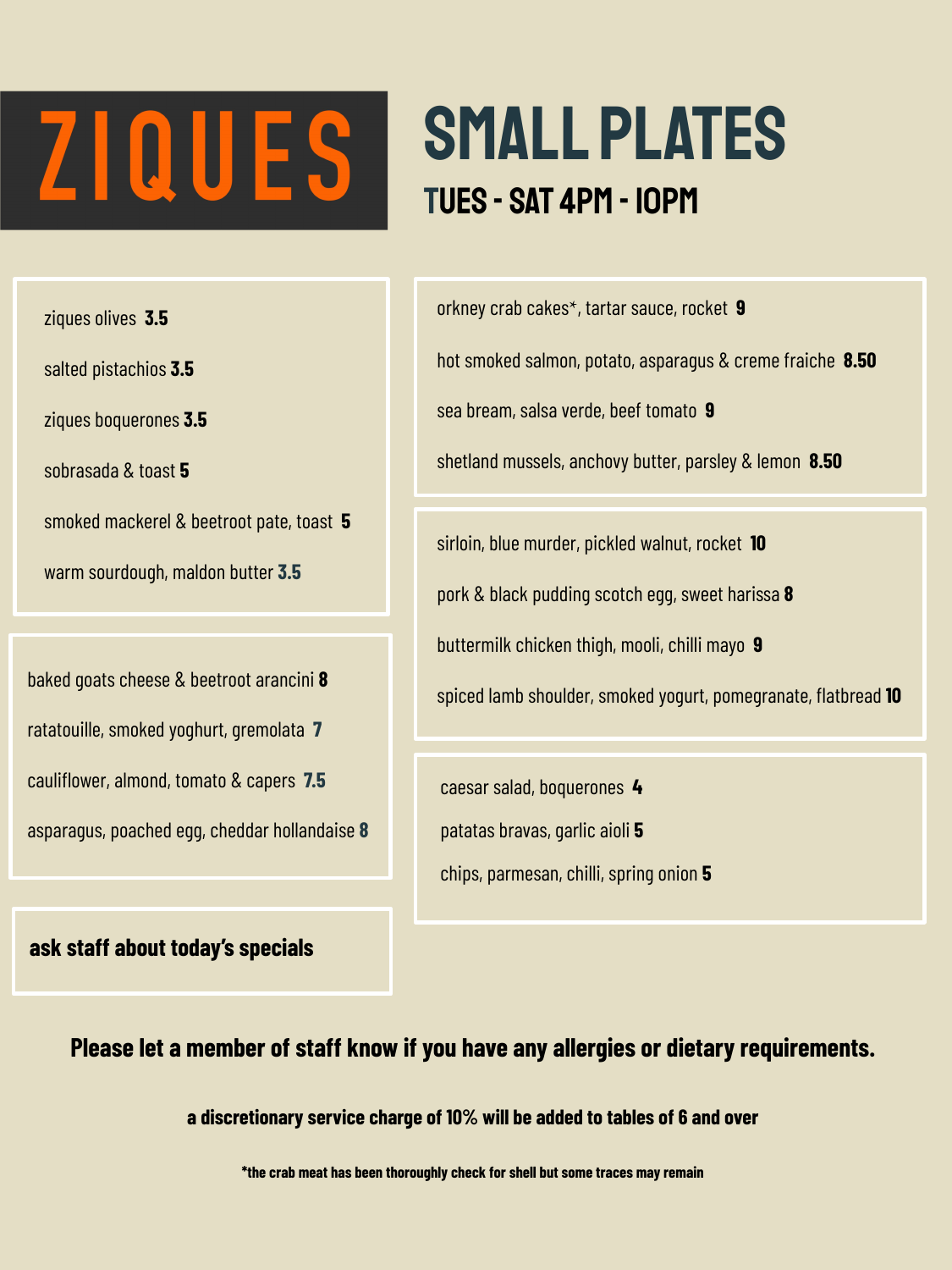# ZIQUES

## SMALL PLATES

### TUES - SAT 4PM - 10PM

ziques olives **3.5**

salted pistachios **3.5**

ziques boquerones **3.5**

sobrasada & toast **5**

smoked mackerel & beetroot pate, toast **5**

warm sourdough, maldon butter **3.5**

baked goats cheese & beetroot arancini **8**

ratatouille, smoked yoghurt, gremolata **7**

cauliflower, almond, tomato & capers **7.5**

asparagus, poached egg, cheddar hollandaise **8**

**ask staff about today's specials**

orkney crab cakes*, tartar sauce, rocket **9**

hot smoked salmon, potato, asparagus & creme fraiche **8.50**

sea bream, salsa verde, beef tomato **9**

shetland mussels, anchovy butter, parsley & lemon **8.50**

sirloin, blue murder, pickled walnut, rocket **10**

pork & black pudding scotch egg, sweet harissa **8**

buttermilk chicken thigh, mooli, chilli mayo **9**

spiced lamb shoulder, smoked yogurt, pomegranate, flatbread **10**

caesar salad, boquerones **4**

patatas bravas, garlic aioli **5**

chips, parmesan, chilli, spring onion **5**

**Please let a member of staff know if you have any allergies or dietary requirements.**

**a discretionary service charge of 10% will be added to tables of 6 and over**

**\*the crab meat has been thoroughly check for shell but some traces may remain**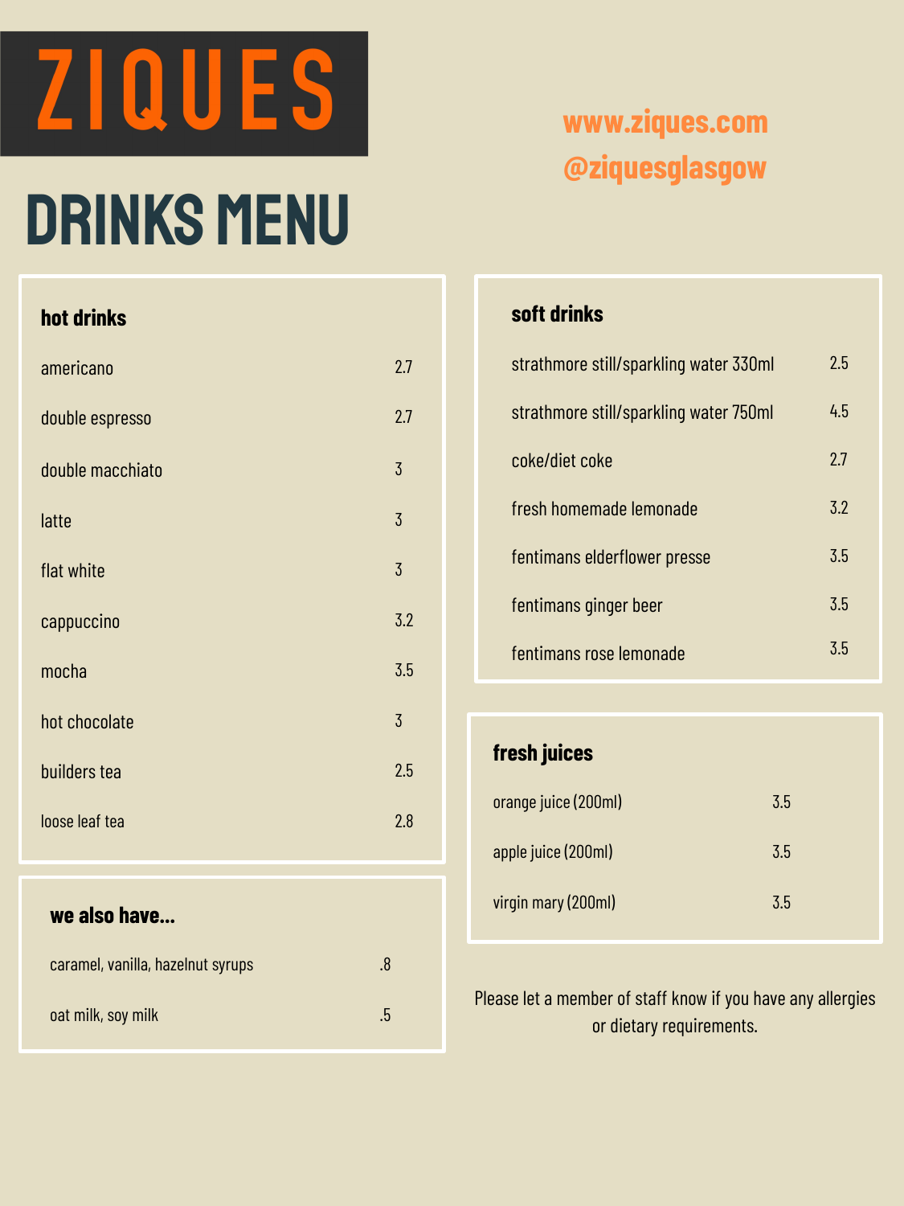# ZIQUES

www.ziques.com
@ziquesglasgow

# DRINKS MENU

## hot drinks

| | |
|---|---|
| americano | 2.7 |
| double espresso | 2.7 |
| double macchiato | 3 |
| latte | 3 |
| flat white | 3 |
| cappuccino | 3.2 |
| mocha | 3.5 |
| hot chocolate | 3 |
| builders tea | 2.5 |
| loose leaf tea | 2.8 |

## we also have...

| | |
|---|---|
| caramel, vanilla, hazelnut syrups | .8 |
| oat milk, soy milk | .5 |

## soft drinks

| | |
|---|---|
| strathmore still/sparkling water 330ml | 2.5 |
| strathmore still/sparkling water 750ml | 4.5 |
| coke/diet coke | 2.7 |
| fresh homemade lemonade | 3.2 |
| fentimans elderflower presse | 3.5 |
| fentimans ginger beer | 3.5 |
| fentimans rose lemonade | 3.5 |

## fresh juices

| | |
|---|---|
| orange juice (200ml) | 3.5 |
| apple juice (200ml) | 3.5 |
| virgin mary (200ml) | 3.5 |

Please let a member of staff know if you have any allergies or dietary requirements.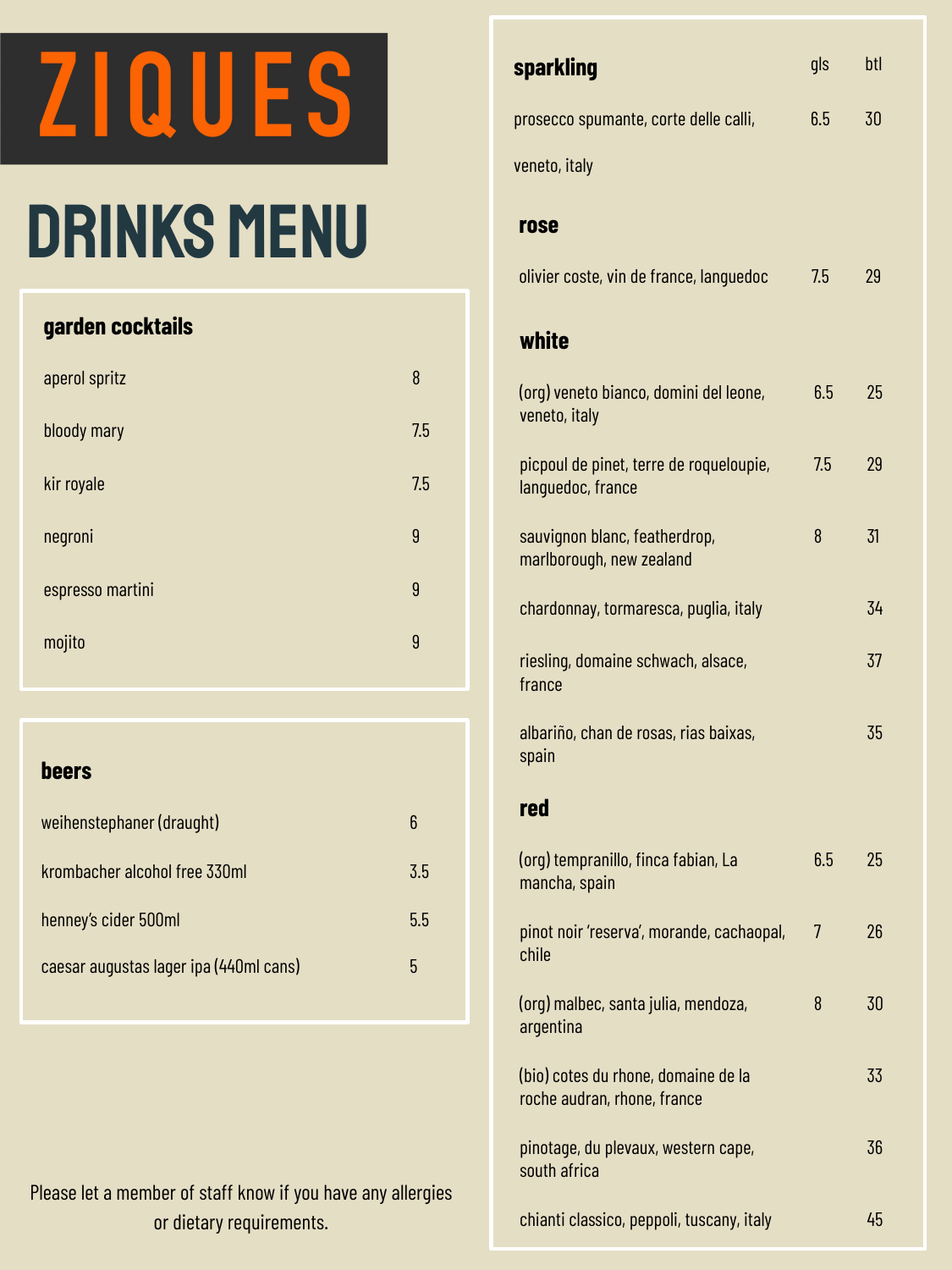# ZIQUES

# DRINKS MENU

## garden cocktails

| | |
|---|---|
| aperol spritz | 8 |
| bloody mary | 7.5 |
| kir royale | 7.5 |
| negroni | 9 |
| espresso martini | 9 |
| mojito | 9 |

## beers

| | |
|---|---|
| weihenstephaner (draught) | 6 |
| krombacher alcohol free 330ml | 3.5 |
| henney's cider 500ml | 5.5 |
| caesar augustas lager ipa (440ml cans) | 5 |

Please let a member of staff know if you have any allergies or dietary requirements.

## sparkling

| | gls | btl |
|---|---|---|
| prosecco spumante, corte delle calli, veneto, italy | 6.5 | 30 |

## rose

| | gls | btl |
|---|---|---|
| olivier coste, vin de france, languedoc | 7.5 | 29 |

## white

| | gls | btl |
|---|---|---|
| (org) veneto bianco, domini del leone, veneto, italy | 6.5 | 25 |
| picpoul de pinet, terre de roqueloupie, languedoc, france | 7.5 | 29 |
| sauvignon blanc, featherdrop, marlborough, new zealand | 8 | 31 |
| chardonnay, tormaresca, puglia, italy | | 34 |
| riesling, domaine schwach, alsace, france | | 37 |
| albariño, chan de rosas, rias baixas, spain | | 35 |

## red

| | gls | btl |
|---|---|---|
| (org) tempranillo, finca fabian, La mancha, spain | 6.5 | 25 |
| pinot noir 'reserva', morande, cachaopal, chile | 7 | 26 |
| (org) malbec, santa julia, mendoza, argentina | 8 | 30 |
| (bio) cotes du rhone, domaine de la roche audran, rhone, france | | 33 |
| pinotage, du plevaux, western cape, south africa | | 36 |
| chianti classico, peppoli, tuscany, italy | | 45 |